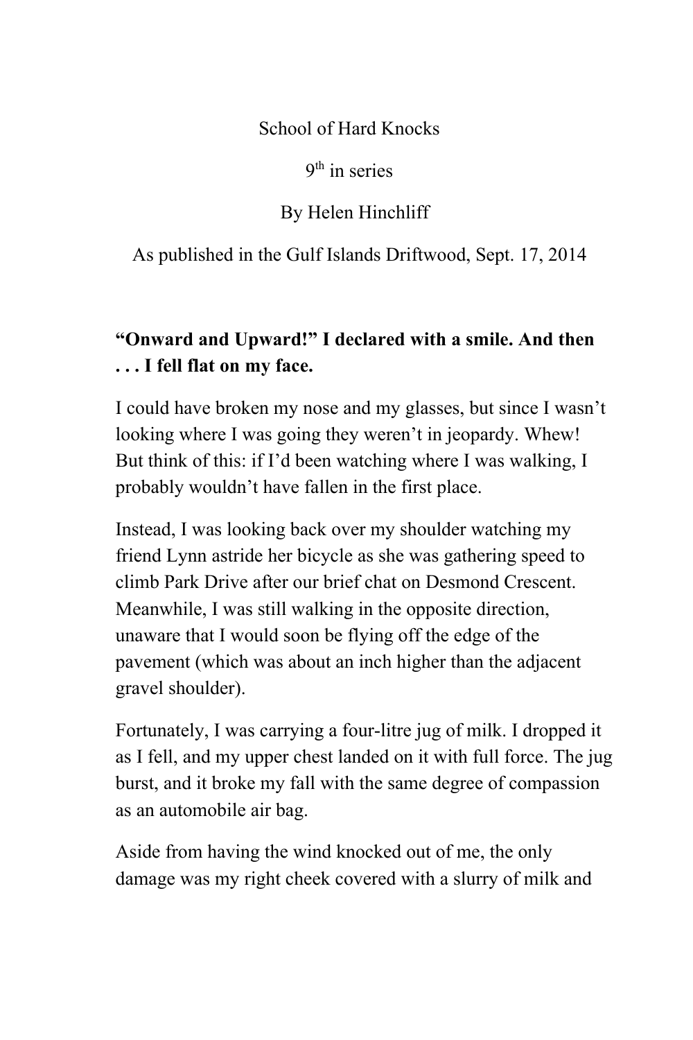# School of Hard Knocks

9th in series

By Helen Hinchliff

As published in the Gulf Islands Driftwood, Sept. 17, 2014

**“Onward and Upward!” I declared with a smile. And then . . . I fell flat on my face.**

I could have broken my nose and my glasses, but since I wasn’t looking where I was going they weren’t in jeopardy. Whew! But think of this: if I’d been watching where I was walking, I probably wouldn’t have fallen in the first place.

Instead, I was looking back over my shoulder watching my friend Lynn astride her bicycle as she was gathering speed to climb Park Drive after our brief chat on Desmond Crescent. Meanwhile, I was still walking in the opposite direction, unaware that I would soon be flying off the edge of the pavement (which was about an inch higher than the adjacent gravel shoulder).

Fortunately, I was carrying a four-litre jug of milk. I dropped it as I fell, and my upper chest landed on it with full force. The jug burst, and it broke my fall with the same degree of compassion as an automobile air bag.

Aside from having the wind knocked out of me, the only damage was my right cheek covered with a slurry of milk and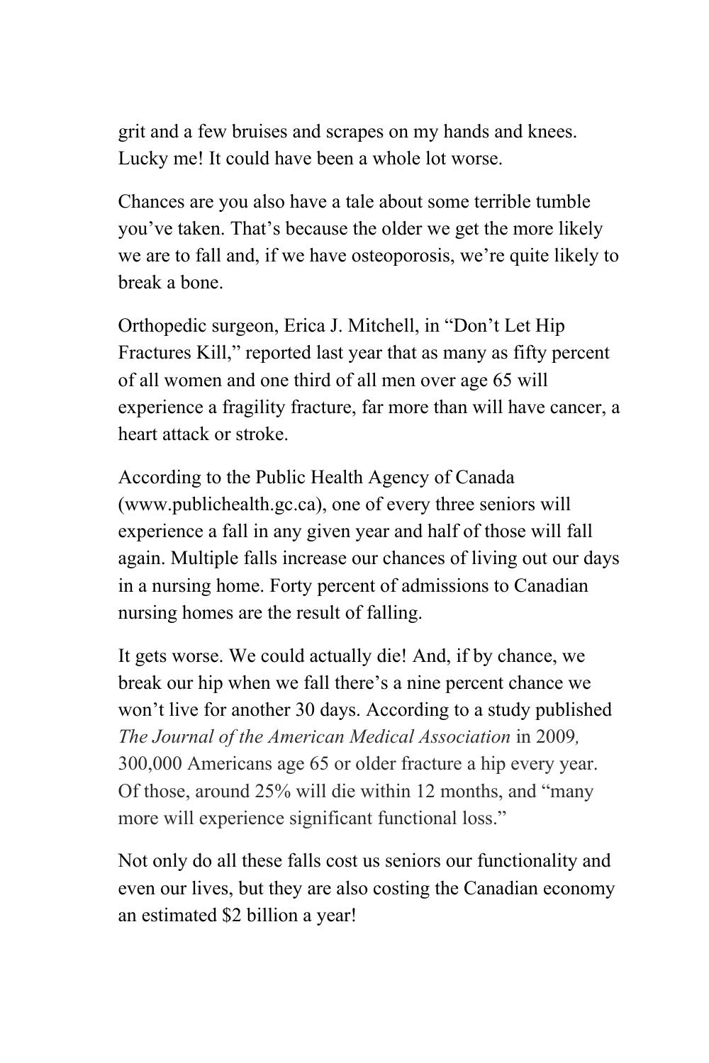grit and a few bruises and scrapes on my hands and knees. Lucky me! It could have been a whole lot worse.

Chances are you also have a tale about some terrible tumble you've taken. That's because the older we get the more likely we are to fall and, if we have osteoporosis, we're quite likely to break a bone.

Orthopedic surgeon, Erica J. Mitchell, in "Don't Let Hip Fractures Kill," reported last year that as many as fifty percent of all women and one third of all men over age 65 will experience a fragility fracture, far more than will have cancer, a heart attack or stroke.

According to the Public Health Agency of Canada (www.publichealth.gc.ca), one of every three seniors will experience a fall in any given year and half of those will fall again. Multiple falls increase our chances of living out our days in a nursing home. Forty percent of admissions to Canadian nursing homes are the result of falling.

It gets worse. We could actually die! And, if by chance, we break our hip when we fall there's a nine percent chance we won't live for another 30 days. According to a study published *The Journal of the American Medical Association* in 2009*,* 300,000 Americans age 65 or older fracture a hip every year. Of those, around 25% will die within 12 months, and "many more will experience significant functional loss."

Not only do all these falls cost us seniors our functionality and even our lives, but they are also costing the Canadian economy an estimated $2 billion a year!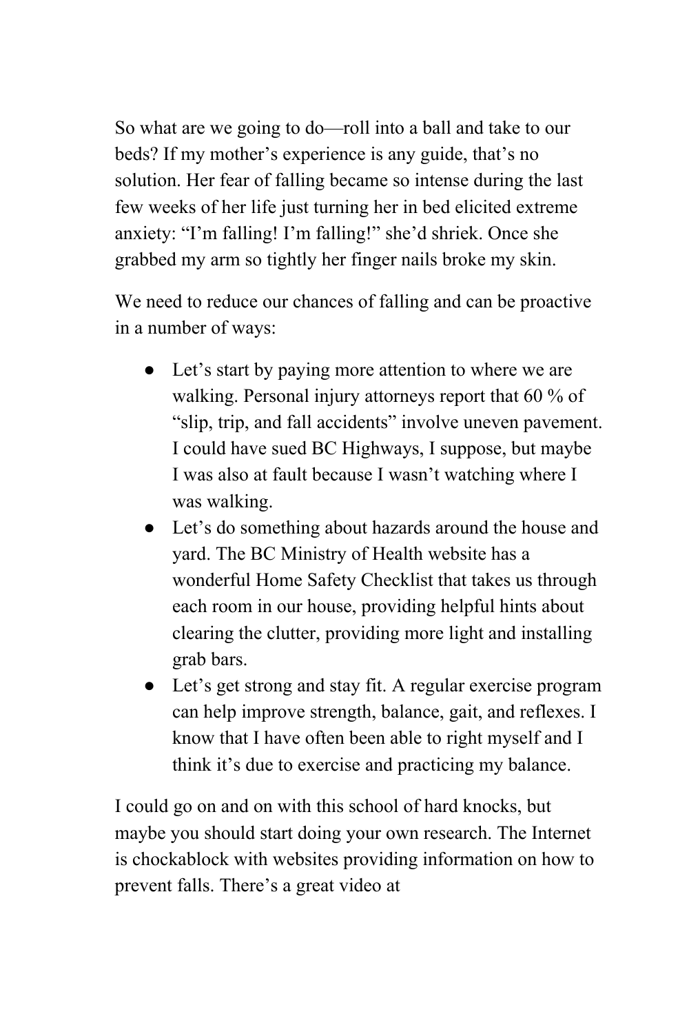So what are we going to do—roll into a ball and take to our beds? If my mother's experience is any guide, that's no solution. Her fear of falling became so intense during the last few weeks of her life just turning her in bed elicited extreme anxiety: "I'm falling! I'm falling!" she'd shriek. Once she grabbed my arm so tightly her finger nails broke my skin.

We need to reduce our chances of falling and can be proactive in a number of ways:

- Let's start by paying more attention to where we are walking. Personal injury attorneys report that 60 % of "slip, trip, and fall accidents" involve uneven pavement. I could have sued BC Highways, I suppose, but maybe I was also at fault because I wasn't watching where I was walking.
- Let's do something about hazards around the house and yard. The BC Ministry of Health website has a wonderful Home Safety Checklist that takes us through each room in our house, providing helpful hints about clearing the clutter, providing more light and installing grab bars.
- Let's get strong and stay fit. A regular exercise program can help improve strength, balance, gait, and reflexes. I know that I have often been able to right myself and I think it's due to exercise and practicing my balance.

I could go on and on with this school of hard knocks, but maybe you should start doing your own research. The Internet is chockablock with websites providing information on how to prevent falls. There's a great video at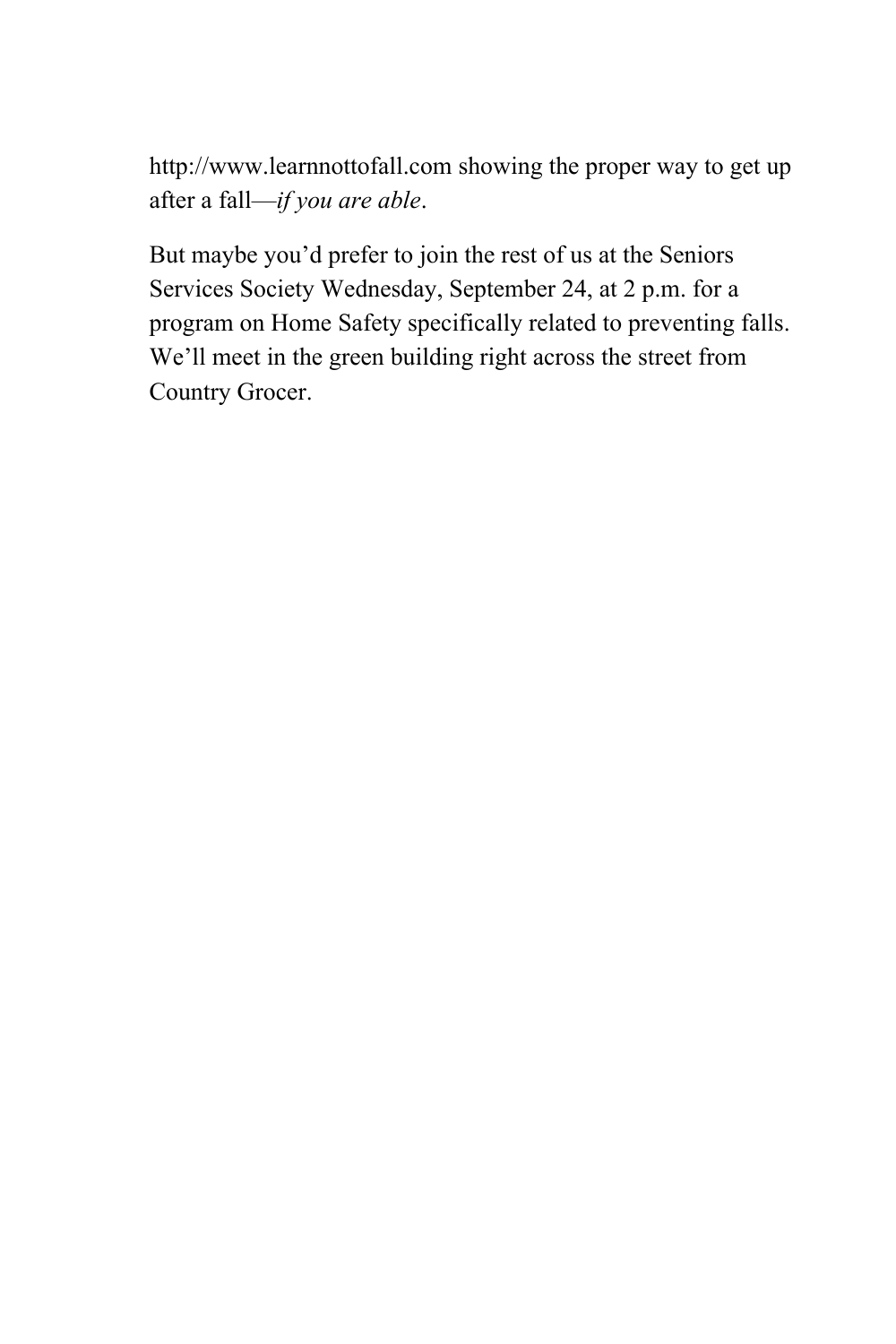http://www.learnnottofall.com showing the proper way to get up after a fall—*if you are able*.

But maybe you'd prefer to join the rest of us at the Seniors Services Society Wednesday, September 24, at 2 p.m. for a program on Home Safety specifically related to preventing falls. We'll meet in the green building right across the street from Country Grocer.